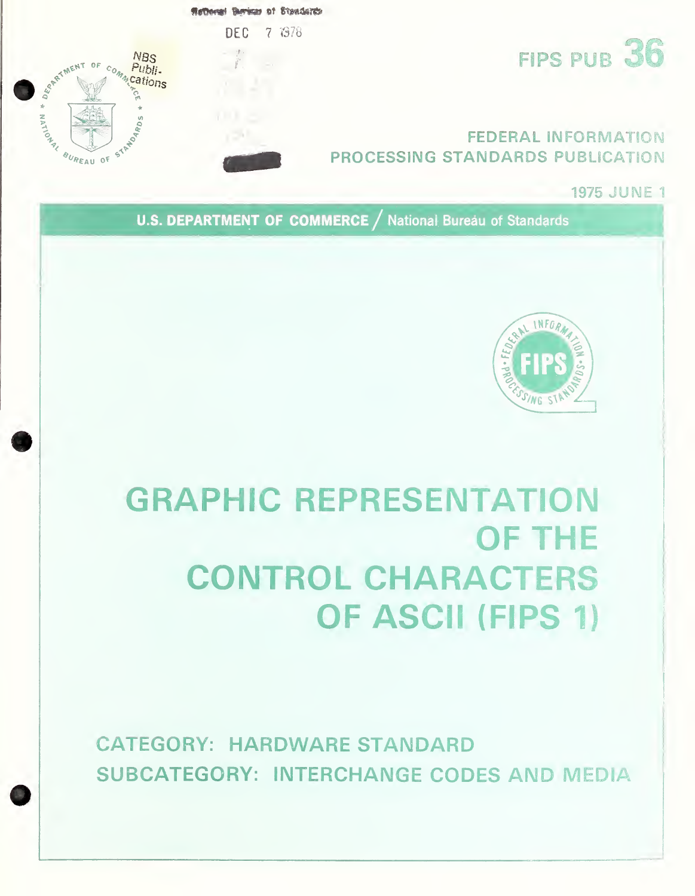National Bureau of Standards

DEC 7 1978

NBS Publications

FIPS PUB 36

FEDERAL INFORMATION PROCESSING STANDARDS PUBLICATION

1975 JUNE 1

U.S. DEPARTMENT OF COMMERCE / National Bureau of Standards

# GRAPHIC REPRESENTATION OF THE CONTROL CHARACTERS OF ASCII (FIPS 1)

CATEGORY: HARDWARE STANDARD

SUBCATEGORY: INTERCHANGE CODES AND MEDIA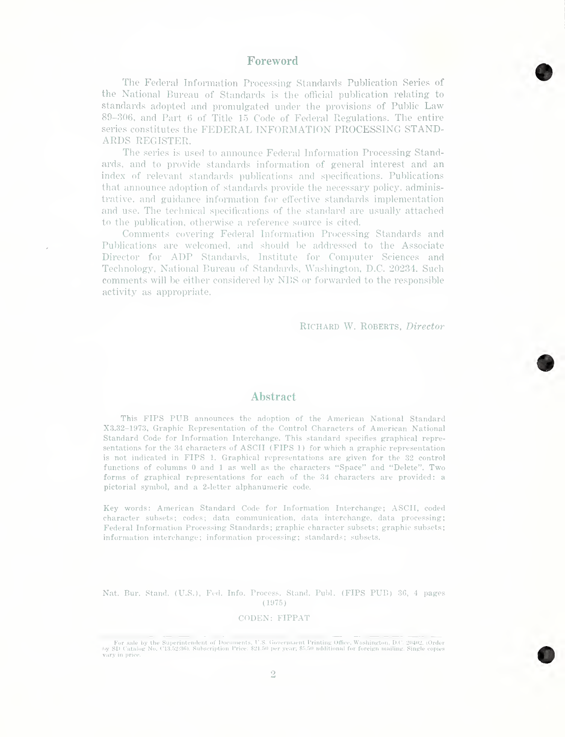## Foreword

The Federal Information Processing Standards Publication Series of the National Bureau of Standards is the official publication relating to standards adopted and promulgated under the provisions of Public Law 89–306, and Part 6 of Title 15 Code of Federal Regulations. The entire series constitutes the FEDERAL INFORMATION PROCESSING STANDARDS REGISTER.

The series is used to announce Federal Information Processing Standards, and to provide standards information of general interest and an index of relevant standards publications and specifications. Publications that announce adoption of standards provide the necessary policy, administrative, and guidance information for effective standards implementation and use. The technical specifications of the standard are usually attached to the publication, otherwise a reference source is cited.

Comments covering Federal Information Processing Standards and Publications are welcomed, and should be addressed to the Associate Director for ADP Standards, Institute for Computer Sciences and Technology, National Bureau of Standards, Washington, D.C. 20234. Such comments will be either considered by NBS or forwarded to the responsible activity as appropriate.

RICHARD W. ROBERTS, *Director*

## Abstract

This FIPS PUB announces the adoption of the American National Standard X3.32–1973, Graphic Representation of the Control Characters of American National Standard Code for Information Interchange. This standard specifies graphical representations for the 34 characters of ASCII (FIPS 1) for which a graphic representation is not indicated in FIPS 1. Graphical representations are given for the 32 control functions of columns 0 and 1 as well as the characters "Space" and "Delete". Two forms of graphical representations for each of the 34 characters are provided: a pictorial symbol, and a 2-letter alphanumeric code.

Key words: American Standard Code for Information Interchange; ASCII, coded character subsets; codes; data communication, data interchange, data processing; Federal Information Processing Standards; graphic character subsets; graphic subsets; information interchange; information processing; standards; subsets.

Nat. Bur. Stand. (U.S.), Fed. Info. Process. Stand. Publ. (FIPS PUB) 36, 4 pages (1975)

CODEN: FIPPAT

For sale by the Superintendent of Documents, U.S. Government Printing Office, Washington, D.C. 20402. (Order by SD Catalog No. C13.52:36). Subscription Price: $21.50 per year; $5.50 additional for foreign mailing. Single copies vary in price.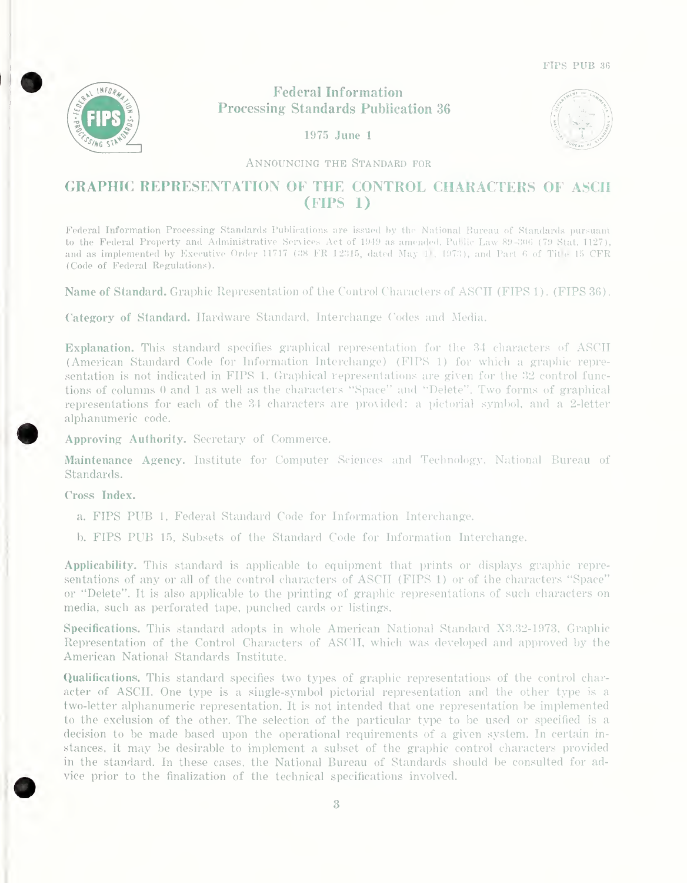# Federal Information Processing Standards Publication 36

1975 June 1

Announcing the Standard for

## GRAPHIC REPRESENTATION OF THE CONTROL CHARACTERS OF ASCII (FIPS 1)

Federal Information Processing Standards Publications are issued by the National Bureau of Standards pursuant to the Federal Property and Administrative Services Act of 1949 as amended, Public Law 89-306 (79 Stat. 1127), and as implemented by Executive Order 11717 (38 FR 12315, dated May 11, 1973), and Part 6 of Title 15 CFR (Code of Federal Regulations).

**Name of Standard.** Graphic Representation of the Control Characters of ASCII (FIPS 1). (FIPS 36).

**Category of Standard.** Hardware Standard, Interchange Codes and Media.

**Explanation.** This standard specifies graphical representation for the 34 characters of ASCII (American Standard Code for Information Interchange) (FIPS 1) for which a graphic representation is not indicated in FIPS 1. Graphical representations are given for the 32 control functions of columns 0 and 1 as well as the characters "Space" and "Delete". Two forms of graphical representations for each of the 34 characters are provided: a pictorial symbol, and a 2-letter alphanumeric code.

**Approving Authority.** Secretary of Commerce.

**Maintenance Agency.** Institute for Computer Sciences and Technology, National Bureau of Standards.

**Cross Index.**

a. FIPS PUB 1, Federal Standard Code for Information Interchange.

b. FIPS PUB 15, Subsets of the Standard Code for Information Interchange.

**Applicability.** This standard is applicable to equipment that prints or displays graphic representations of any or all of the control characters of ASCII (FIPS 1) or of the characters "Space" or "Delete". It is also applicable to the printing of graphic representations of such characters on media, such as perforated tape, punched cards or listings.

**Specifications.** This standard adopts in whole American National Standard X3.32-1973, Graphic Representation of the Control Characters of ASCII, which was developed and approved by the American National Standards Institute.

**Qualifications.** This standard specifies two types of graphic representations of the control character of ASCII. One type is a single-symbol pictorial representation and the other type is a two-letter alphanumeric representation. It is not intended that one representation be implemented to the exclusion of the other. The selection of the particular type to be used or specified is a decision to be made based upon the operational requirements of a given system. In certain instances, it may be desirable to implement a subset of the graphic control characters provided in the standard. In these cases, the National Bureau of Standards should be consulted for advice prior to the finalization of the technical specifications involved.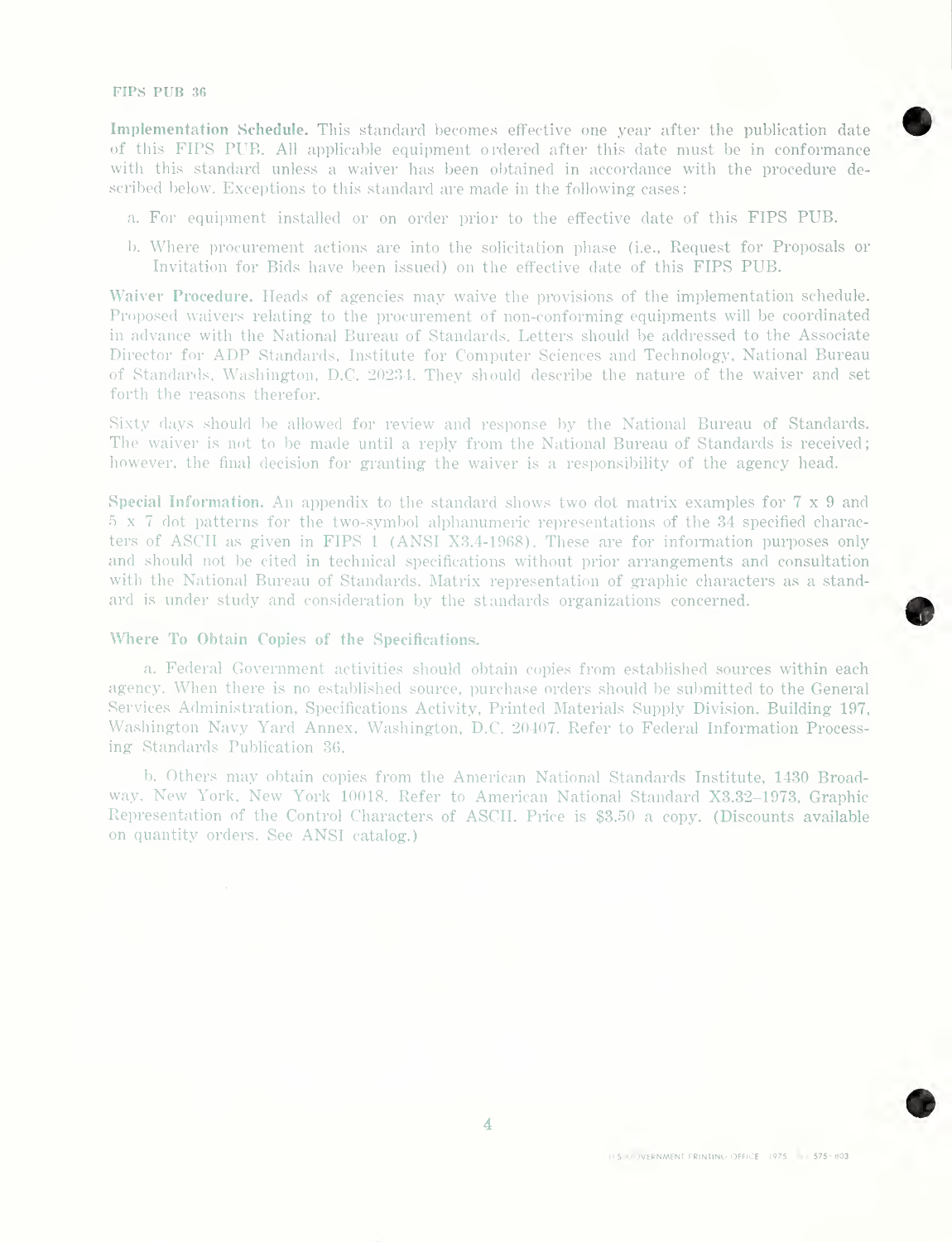**Implementation Schedule.** This standard becomes effective one year after the publication date of this FIPS PUB. All applicable equipment ordered after this date must be in conformance with this standard unless a waiver has been obtained in accordance with the procedure described below. Exceptions to this standard are made in the following cases:

a. For equipment installed or on order prior to the effective date of this FIPS PUB.

b. Where procurement actions are into the solicitation phase (i.e., Request for Proposals or Invitation for Bids have been issued) on the effective date of this FIPS PUB.

**Waiver Procedure.** Heads of agencies may waive the provisions of the implementation schedule. Proposed waivers relating to the procurement of non-conforming equipments will be coordinated in advance with the National Bureau of Standards. Letters should be addressed to the Associate Director for ADP Standards, Institute for Computer Sciences and Technology, National Bureau of Standards, Washington, D.C. 20234. They should describe the nature of the waiver and set forth the reasons therefor.

Sixty days should be allowed for review and response by the National Bureau of Standards. The waiver is not to be made until a reply from the National Bureau of Standards is received; however, the final decision for granting the waiver is a responsibility of the agency head.

**Special Information.** An appendix to the standard shows two dot matrix examples for 7 x 9 and 5 x 7 dot patterns for the two-symbol alphanumeric representations of the 34 specified characters of ASCII as given in FIPS 1 (ANSI X3.4-1968). These are for information purposes only and should not be cited in technical specifications without prior arrangements and consultation with the National Bureau of Standards. Matrix representation of graphic characters as a standard is under study and consideration by the standards organizations concerned.

**Where To Obtain Copies of the Specifications.**

a. Federal Government activities should obtain copies from established sources within each agency. When there is no established source, purchase orders should be submitted to the General Services Administration, Specifications Activity, Printed Materials Supply Division, Building 197, Washington Navy Yard Annex, Washington, D.C. 20407. Refer to Federal Information Processing Standards Publication 36.

b. Others may obtain copies from the American National Standards Institute, 1430 Broadway, New York, New York 10018. Refer to American National Standard X3.32–1973, Graphic Representation of the Control Characters of ASCII. Price is $3.50 a copy. (Discounts available on quantity orders. See ANSI catalog.)

U.S. GOVERNMENT PRINTING OFFICE : 1975 575-803